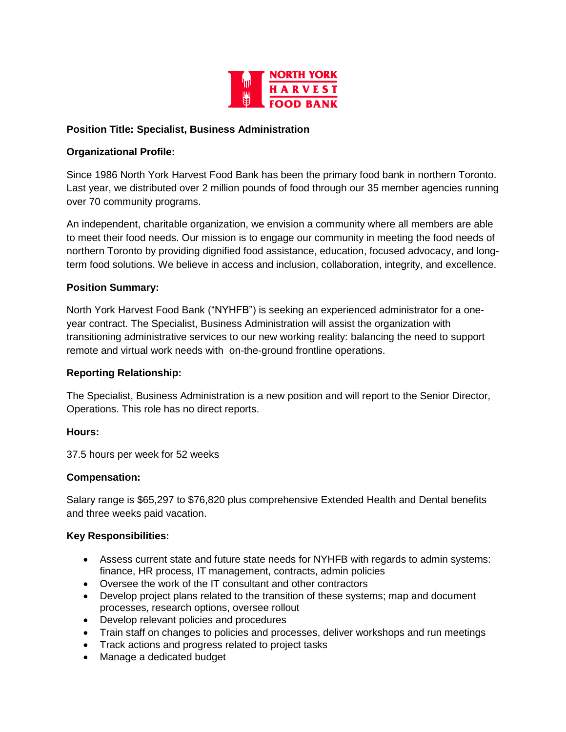NORTH YORK HARVEST FOOD BANK

**Position Title: Specialist, Business Administration**

**Organizational Profile:**

Since 1986 North York Harvest Food Bank has been the primary food bank in northern Toronto. Last year, we distributed over 2 million pounds of food through our 35 member agencies running over 70 community programs.

An independent, charitable organization, we envision a community where all members are able to meet their food needs. Our mission is to engage our community in meeting the food needs of northern Toronto by providing dignified food assistance, education, focused advocacy, and long-term food solutions. We believe in access and inclusion, collaboration, integrity, and excellence.

**Position Summary:**

North York Harvest Food Bank ("NYHFB") is seeking an experienced administrator for a one-year contract. The Specialist, Business Administration will assist the organization with transitioning administrative services to our new working reality: balancing the need to support remote and virtual work needs with on-the-ground frontline operations.

**Reporting Relationship:**

The Specialist, Business Administration is a new position and will report to the Senior Director, Operations. This role has no direct reports.

**Hours:**

37.5 hours per week for 52 weeks

**Compensation:**

Salary range is $65,297 to $76,820 plus comprehensive Extended Health and Dental benefits and three weeks paid vacation.

**Key Responsibilities:**

- Assess current state and future state needs for NYHFB with regards to admin systems: finance, HR process, IT management, contracts, admin policies
- Oversee the work of the IT consultant and other contractors
- Develop project plans related to the transition of these systems; map and document processes, research options, oversee rollout
- Develop relevant policies and procedures
- Train staff on changes to policies and processes, deliver workshops and run meetings
- Track actions and progress related to project tasks
- Manage a dedicated budget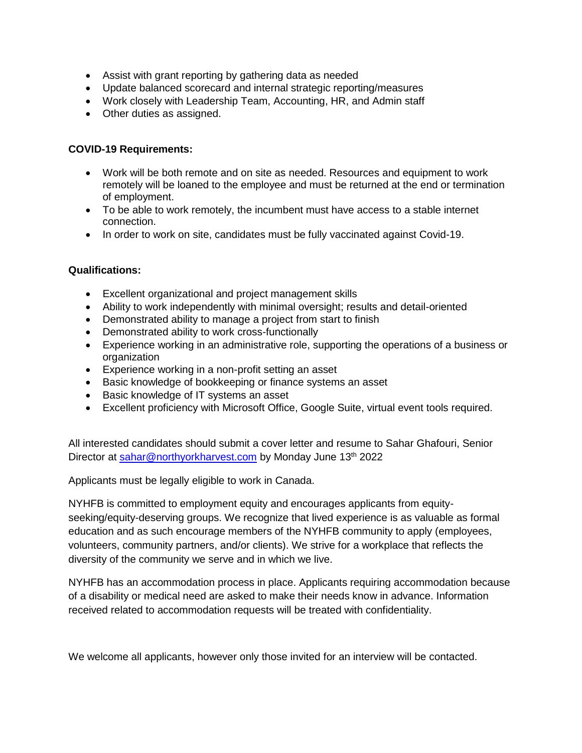- Assist with grant reporting by gathering data as needed
- Update balanced scorecard and internal strategic reporting/measures
- Work closely with Leadership Team, Accounting, HR, and Admin staff
- Other duties as assigned.

**COVID-19 Requirements:**

- Work will be both remote and on site as needed. Resources and equipment to work remotely will be loaned to the employee and must be returned at the end or termination of employment.
- To be able to work remotely, the incumbent must have access to a stable internet connection.
- In order to work on site, candidates must be fully vaccinated against Covid-19.

**Qualifications:**

- Excellent organizational and project management skills
- Ability to work independently with minimal oversight; results and detail-oriented
- Demonstrated ability to manage a project from start to finish
- Demonstrated ability to work cross-functionally
- Experience working in an administrative role, supporting the operations of a business or organization
- Experience working in a non-profit setting an asset
- Basic knowledge of bookkeeping or finance systems an asset
- Basic knowledge of IT systems an asset
- Excellent proficiency with Microsoft Office, Google Suite, virtual event tools required.

All interested candidates should submit a cover letter and resume to Sahar Ghafouri, Senior Director at [sahar@northyorkharvest.com](mailto:sahar@northyorkharvest.com) by Monday June 13th 2022

Applicants must be legally eligible to work in Canada.

NYHFB is committed to employment equity and encourages applicants from equity-seeking/equity-deserving groups. We recognize that lived experience is as valuable as formal education and as such encourage members of the NYHFB community to apply (employees, volunteers, community partners, and/or clients). We strive for a workplace that reflects the diversity of the community we serve and in which we live.

NYHFB has an accommodation process in place. Applicants requiring accommodation because of a disability or medical need are asked to make their needs know in advance. Information received related to accommodation requests will be treated with confidentiality.

We welcome all applicants, however only those invited for an interview will be contacted.